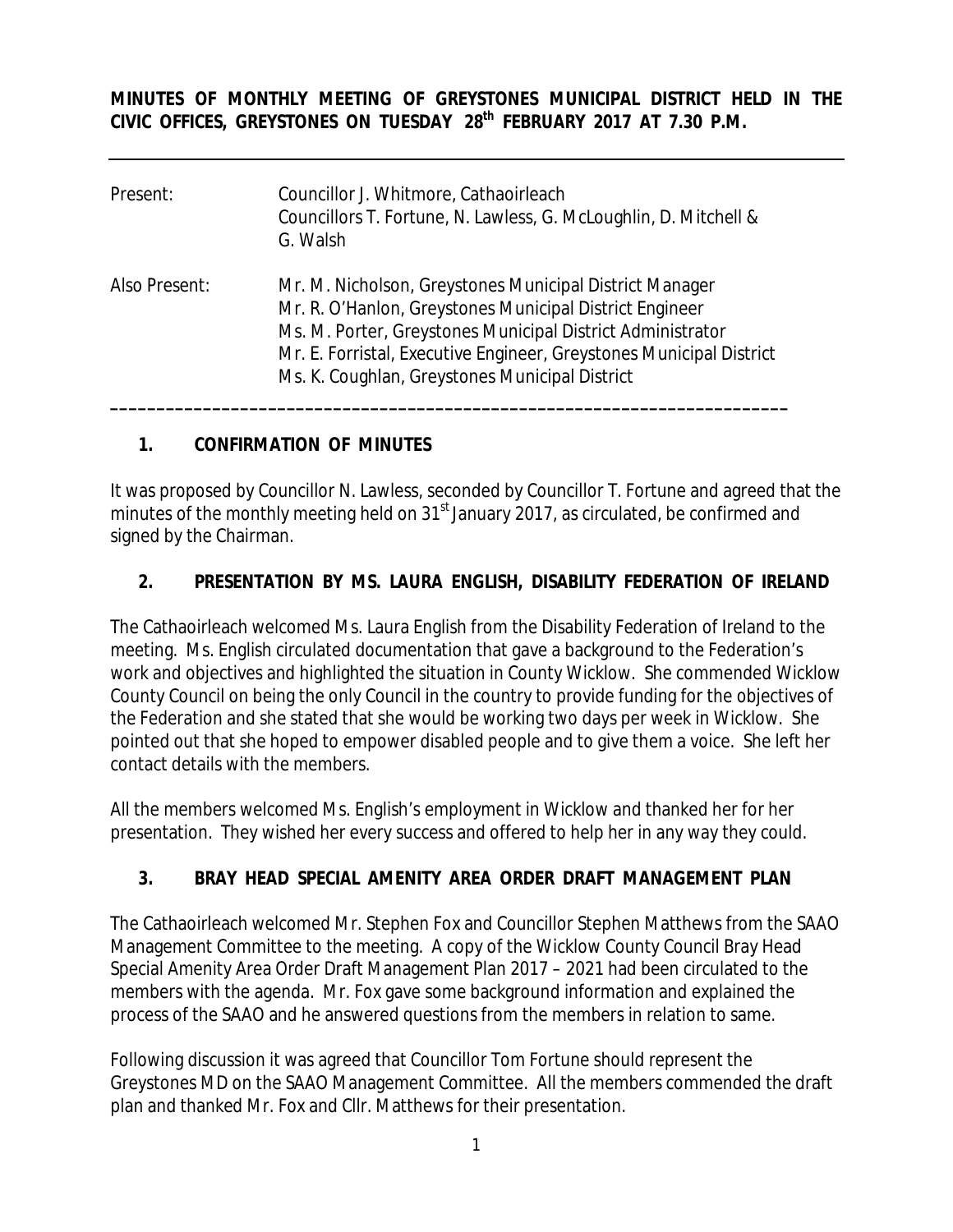**MINUTES OF MONTHLY MEETING OF GREYSTONES MUNICIPAL DISTRICT HELD IN THE CIVIC OFFICES, GREYSTONES ON TUESDAY 28th FEBRUARY 2017 AT 7.30 P.M.**

---

| | |
|---|---|
| Present: | Councillor J. Whitmore, Cathaoirleach<br>Councillors T. Fortune, N. Lawless, G. McLoughlin, D. Mitchell & G. Walsh |
| Also Present: | Mr. M. Nicholson, Greystones Municipal District Manager<br>Mr. R. O'Hanlon, Greystones Municipal District Engineer<br>Ms. M. Porter, Greystones Municipal District Administrator<br>Mr. E. Forristal, Executive Engineer, Greystones Municipal District<br>Ms. K. Coughlan, Greystones Municipal District |

---

## 1. CONFIRMATION OF MINUTES

It was proposed by Councillor N. Lawless, seconded by Councillor T. Fortune and agreed that the minutes of the monthly meeting held on 31st January 2017, as circulated, be confirmed and signed by the Chairman.

## 2. PRESENTATION BY MS. LAURA ENGLISH, DISABILITY FEDERATION OF IRELAND

The Cathaoirleach welcomed Ms. Laura English from the Disability Federation of Ireland to the meeting. Ms. English circulated documentation that gave a background to the Federation's work and objectives and highlighted the situation in County Wicklow. She commended Wicklow County Council on being the only Council in the country to provide funding for the objectives of the Federation and she stated that she would be working two days per week in Wicklow. She pointed out that she hoped to empower disabled people and to give them a voice. She left her contact details with the members.

All the members welcomed Ms. English's employment in Wicklow and thanked her for her presentation. They wished her every success and offered to help her in any way they could.

## 3. BRAY HEAD SPECIAL AMENITY AREA ORDER DRAFT MANAGEMENT PLAN

The Cathaoirleach welcomed Mr. Stephen Fox and Councillor Stephen Matthews from the SAAO Management Committee to the meeting. A copy of the Wicklow County Council Bray Head Special Amenity Area Order Draft Management Plan 2017 – 2021 had been circulated to the members with the agenda. Mr. Fox gave some background information and explained the process of the SAAO and he answered questions from the members in relation to same.

Following discussion it was agreed that Councillor Tom Fortune should represent the Greystones MD on the SAAO Management Committee. All the members commended the draft plan and thanked Mr. Fox and Cllr. Matthews for their presentation.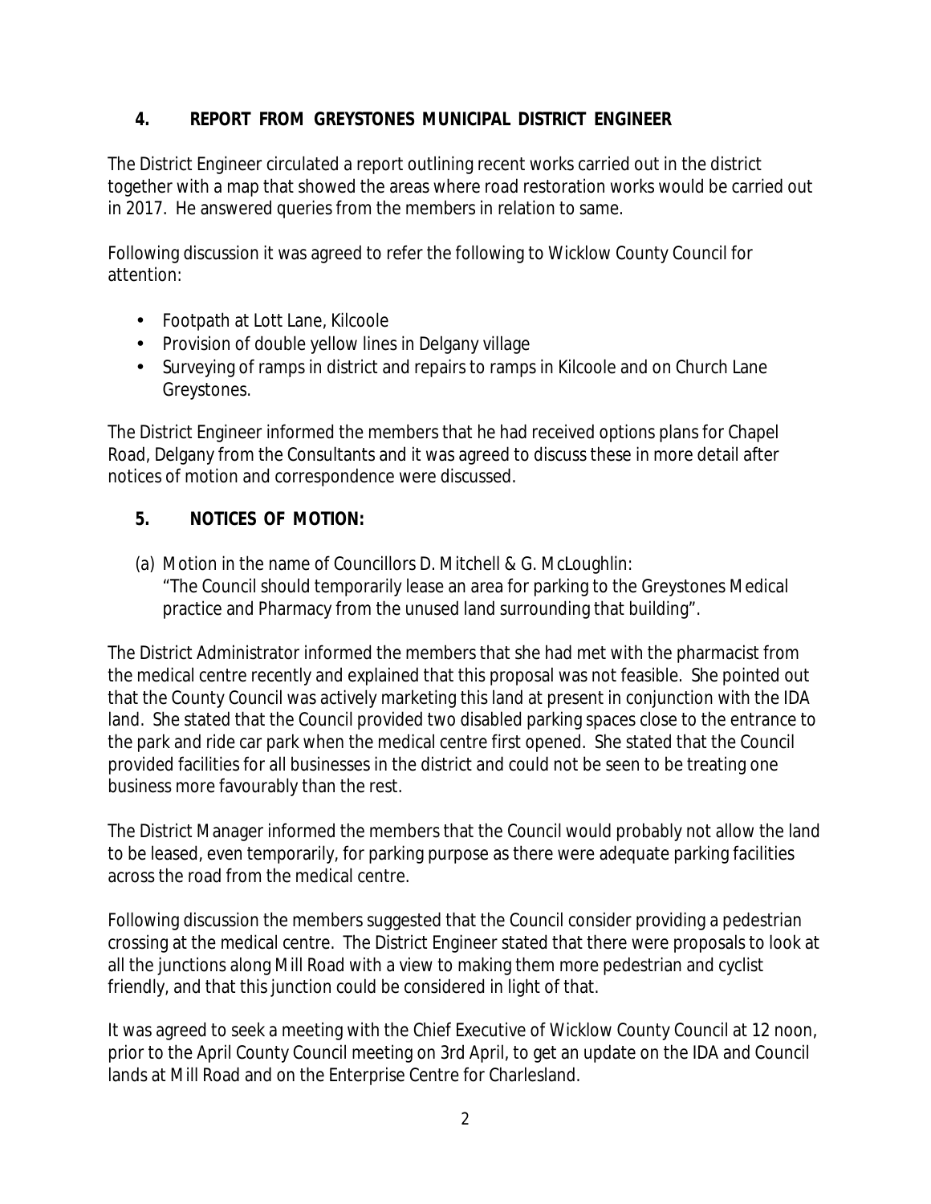## 4. REPORT FROM GREYSTONES MUNICIPAL DISTRICT ENGINEER

The District Engineer circulated a report outlining recent works carried out in the district together with a map that showed the areas where road restoration works would be carried out in 2017. He answered queries from the members in relation to same.

Following discussion it was agreed to refer the following to Wicklow County Council for attention:

- Footpath at Lott Lane, Kilcoole
- Provision of double yellow lines in Delgany village
- Surveying of ramps in district and repairs to ramps in Kilcoole and on Church Lane Greystones.

The District Engineer informed the members that he had received options plans for Chapel Road, Delgany from the Consultants and it was agreed to discuss these in more detail after notices of motion and correspondence were discussed.

## 5. NOTICES OF MOTION:

(a) Motion in the name of Councillors D. Mitchell & G. McLoughlin:
"The Council should temporarily lease an area for parking to the Greystones Medical practice and Pharmacy from the unused land surrounding that building".

The District Administrator informed the members that she had met with the pharmacist from the medical centre recently and explained that this proposal was not feasible. She pointed out that the County Council was actively marketing this land at present in conjunction with the IDA land. She stated that the Council provided two disabled parking spaces close to the entrance to the park and ride car park when the medical centre first opened. She stated that the Council provided facilities for all businesses in the district and could not be seen to be treating one business more favourably than the rest.

The District Manager informed the members that the Council would probably not allow the land to be leased, even temporarily, for parking purpose as there were adequate parking facilities across the road from the medical centre.

Following discussion the members suggested that the Council consider providing a pedestrian crossing at the medical centre. The District Engineer stated that there were proposals to look at all the junctions along Mill Road with a view to making them more pedestrian and cyclist friendly, and that this junction could be considered in light of that.

It was agreed to seek a meeting with the Chief Executive of Wicklow County Council at 12 noon, prior to the April County Council meeting on 3rd April, to get an update on the IDA and Council lands at Mill Road and on the Enterprise Centre for Charlesland.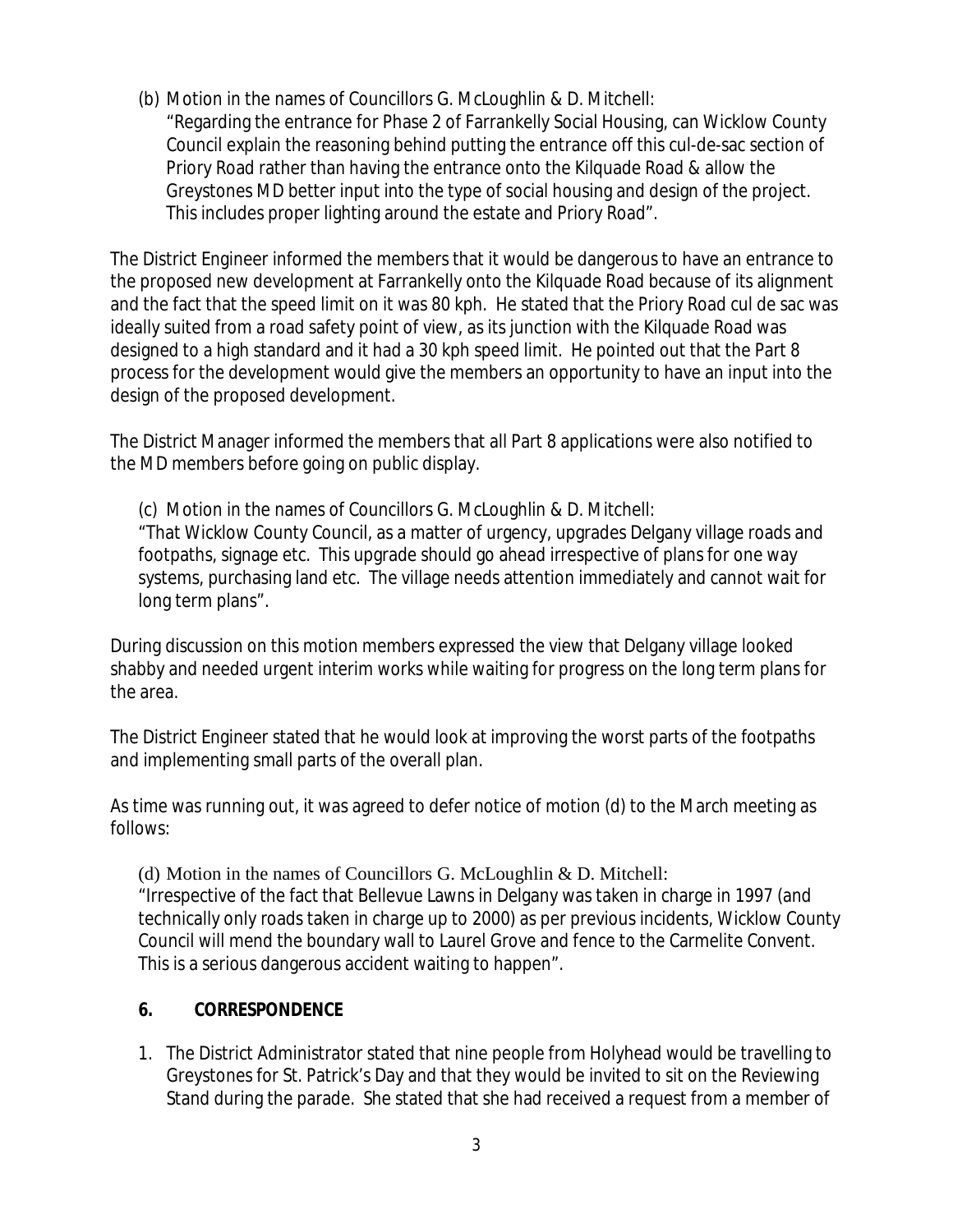(b) Motion in the names of Councillors G. McLoughlin & D. Mitchell:
"Regarding the entrance for Phase 2 of Farrankelly Social Housing, can Wicklow County Council explain the reasoning behind putting the entrance off this cul-de-sac section of Priory Road rather than having the entrance onto the Kilquade Road & allow the Greystones MD better input into the type of social housing and design of the project. This includes proper lighting around the estate and Priory Road".

The District Engineer informed the members that it would be dangerous to have an entrance to the proposed new development at Farrankelly onto the Kilquade Road because of its alignment and the fact that the speed limit on it was 80 kph. He stated that the Priory Road cul de sac was ideally suited from a road safety point of view, as its junction with the Kilquade Road was designed to a high standard and it had a 30 kph speed limit. He pointed out that the Part 8 process for the development would give the members an opportunity to have an input into the design of the proposed development.

The District Manager informed the members that all Part 8 applications were also notified to the MD members before going on public display.

(c) Motion in the names of Councillors G. McLoughlin & D. Mitchell:
"That Wicklow County Council, as a matter of urgency, upgrades Delgany village roads and footpaths, signage etc. This upgrade should go ahead irrespective of plans for one way systems, purchasing land etc. The village needs attention immediately and cannot wait for long term plans".

During discussion on this motion members expressed the view that Delgany village looked shabby and needed urgent interim works while waiting for progress on the long term plans for the area.

The District Engineer stated that he would look at improving the worst parts of the footpaths and implementing small parts of the overall plan.

As time was running out, it was agreed to defer notice of motion (d) to the March meeting as follows:

(d) Motion in the names of Councillors G. McLoughlin & D. Mitchell:
"Irrespective of the fact that Bellevue Lawns in Delgany was taken in charge in 1997 (and technically only roads taken in charge up to 2000) as per previous incidents, Wicklow County Council will mend the boundary wall to Laurel Grove and fence to the Carmelite Convent. This is a serious dangerous accident waiting to happen".

## 6. CORRESPONDENCE

1. The District Administrator stated that nine people from Holyhead would be travelling to Greystones for St. Patrick's Day and that they would be invited to sit on the Reviewing Stand during the parade. She stated that she had received a request from a member of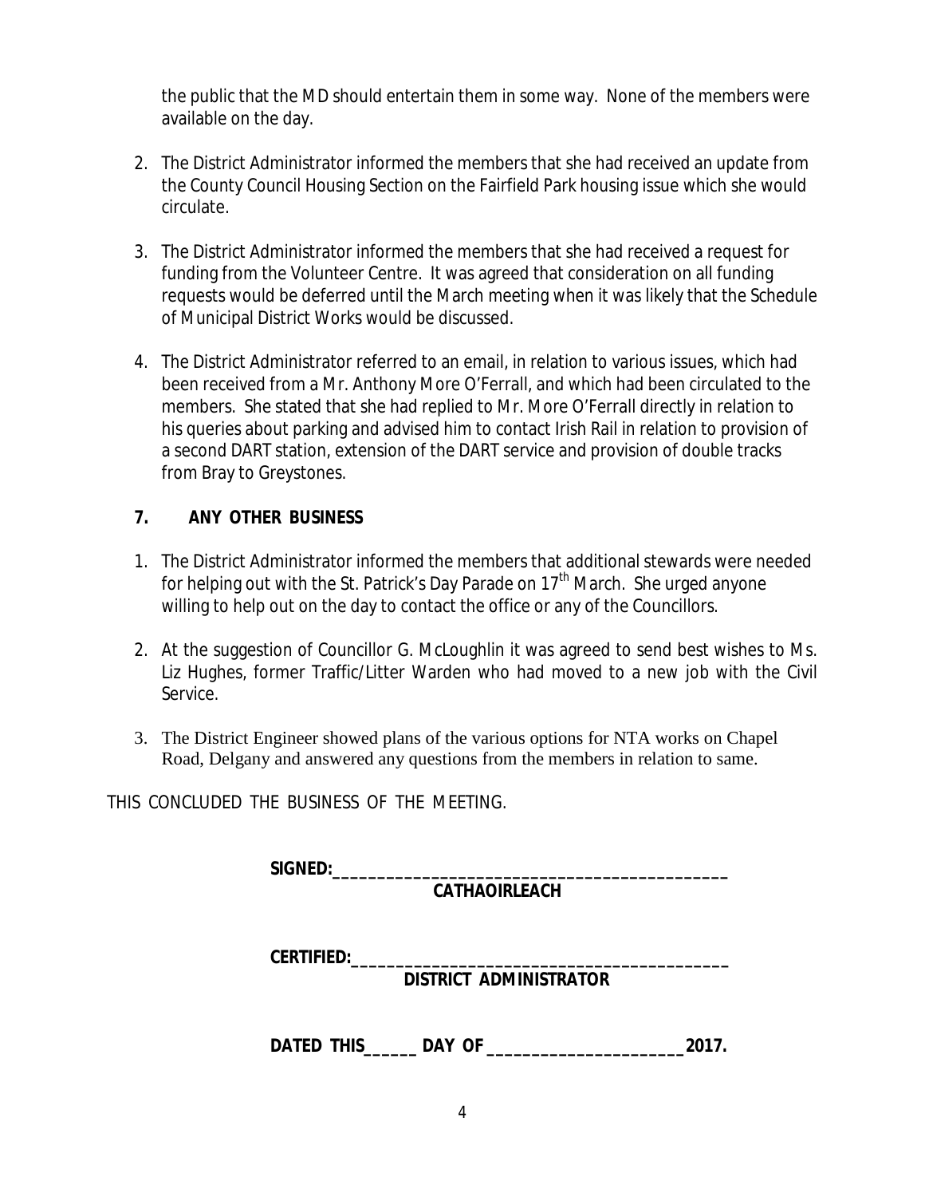the public that the MD should entertain them in some way. None of the members were available on the day.

2. The District Administrator informed the members that she had received an update from the County Council Housing Section on the Fairfield Park housing issue which she would circulate.

3. The District Administrator informed the members that she had received a request for funding from the Volunteer Centre. It was agreed that consideration on all funding requests would be deferred until the March meeting when it was likely that the Schedule of Municipal District Works would be discussed.

4. The District Administrator referred to an email, in relation to various issues, which had been received from a Mr. Anthony More O'Ferrall, and which had been circulated to the members. She stated that she had replied to Mr. More O'Ferrall directly in relation to his queries about parking and advised him to contact Irish Rail in relation to provision of a second DART station, extension of the DART service and provision of double tracks from Bray to Greystones.

**7. ANY OTHER BUSINESS**

1. The District Administrator informed the members that additional stewards were needed for helping out with the St. Patrick's Day Parade on 17th March. She urged anyone willing to help out on the day to contact the office or any of the Councillors.

2. At the suggestion of Councillor G. McLoughlin it was agreed to send best wishes to Ms. Liz Hughes, former Traffic/Litter Warden who had moved to a new job with the Civil Service.

3. The District Engineer showed plans of the various options for NTA works on Chapel Road, Delgany and answered any questions from the members in relation to same.

THIS CONCLUDED THE BUSINESS OF THE MEETING.

**SIGNED:_____________________________________________**
**CATHAOIRLEACH**

**CERTIFIED:___________________________________________**
**DISTRICT ADMINISTRATOR**

**DATED THIS______ DAY OF ______________________2017.**